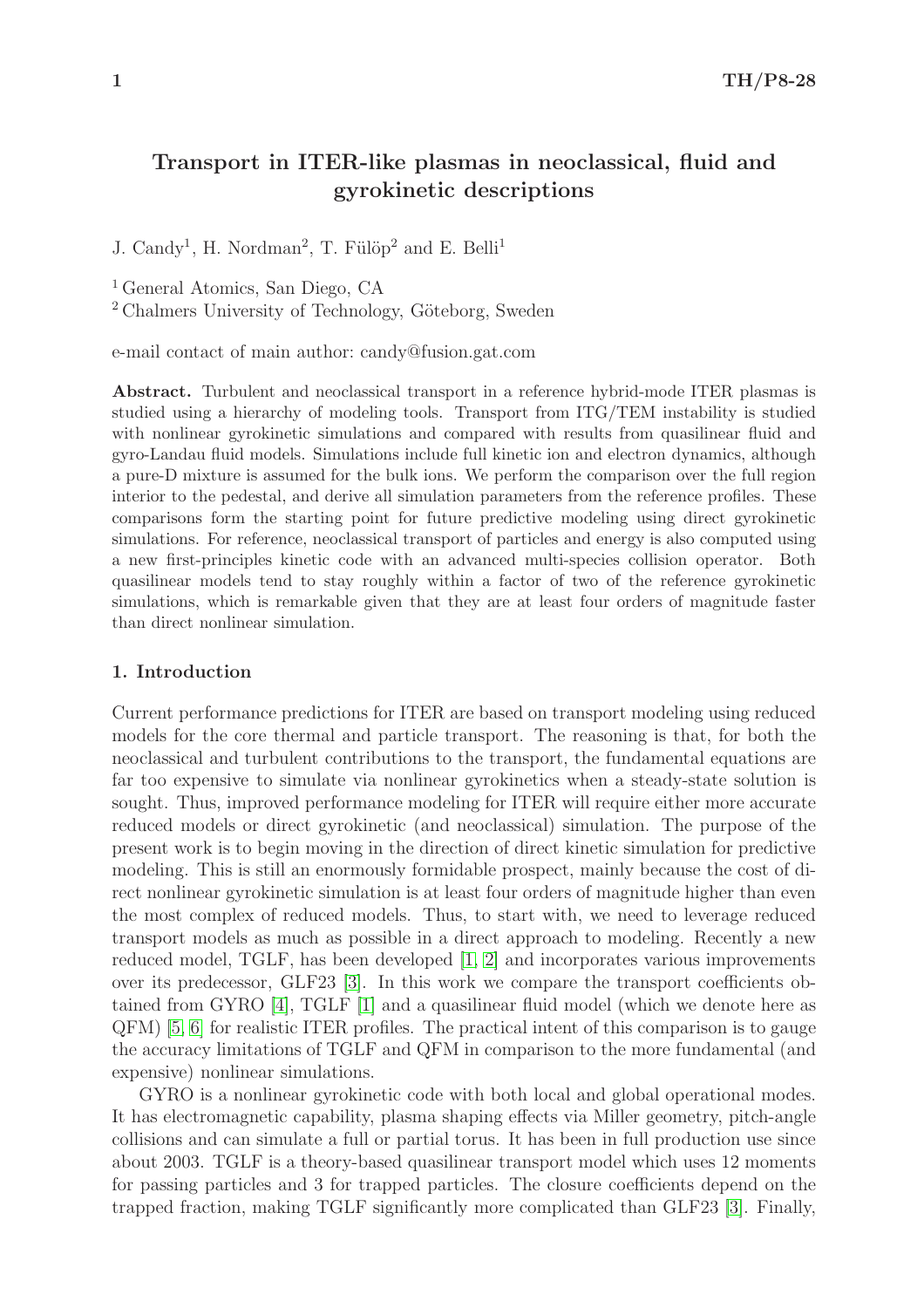# Transport in ITER-like plasmas in neoclassical, fluid and gyrokinetic descriptions

J. Candy[1], H. Nordman[2], T. Fülöp[2] and E. Belli[1]

[1] General Atomics, San Diego, CA
[2] Chalmers University of Technology, Göteborg, Sweden

e-mail contact of main author: candy@fusion.gat.com

**Abstract.** Turbulent and neoclassical transport in a reference hybrid-mode ITER plasmas is studied using a hierarchy of modeling tools. Transport from ITG/TEM instability is studied with nonlinear gyrokinetic simulations and compared with results from quasilinear fluid and gyro-Landau fluid models. Simulations include full kinetic ion and electron dynamics, although a pure-D mixture is assumed for the bulk ions. We perform the comparison over the full region interior to the pedestal, and derive all simulation parameters from the reference profiles. These comparisons form the starting point for future predictive modeling using direct gyrokinetic simulations. For reference, neoclassical transport of particles and energy is also computed using a new first-principles kinetic code with an advanced multi-species collision operator. Both quasilinear models tend to stay roughly within a factor of two of the reference gyrokinetic simulations, which is remarkable given that they are at least four orders of magnitude faster than direct nonlinear simulation.

## 1. Introduction

Current performance predictions for ITER are based on transport modeling using reduced models for the core thermal and particle transport. The reasoning is that, for both the neoclassical and turbulent contributions to the transport, the fundamental equations are far too expensive to simulate via nonlinear gyrokinetics when a steady-state solution is sought. Thus, improved performance modeling for ITER will require either more accurate reduced models or direct gyrokinetic (and neoclassical) simulation. The purpose of the present work is to begin moving in the direction of direct kinetic simulation for predictive modeling. This is still an enormously formidable prospect, mainly because the cost of direct nonlinear gyrokinetic simulation is at least four orders of magnitude higher than even the most complex of reduced models. Thus, to start with, we need to leverage reduced transport models as much as possible in a direct approach to modeling. Recently a new reduced model, TGLF, has been developed [1, 2] and incorporates various improvements over its predecessor, GLF23 [3]. In this work we compare the transport coefficients obtained from GYRO [4], TGLF [1] and a quasilinear fluid model (which we denote here as QFM) [5, 6] for realistic ITER profiles. The practical intent of this comparison is to gauge the accuracy limitations of TGLF and QFM in comparison to the more fundamental (and expensive) nonlinear simulations.

GYRO is a nonlinear gyrokinetic code with both local and global operational modes. It has electromagnetic capability, plasma shaping effects via Miller geometry, pitch-angle collisions and can simulate a full or partial torus. It has been in full production use since about 2003. TGLF is a theory-based quasilinear transport model which uses 12 moments for passing particles and 3 for trapped particles. The closure coefficients depend on the trapped fraction, making TGLF significantly more complicated than GLF23 [3]. Finally,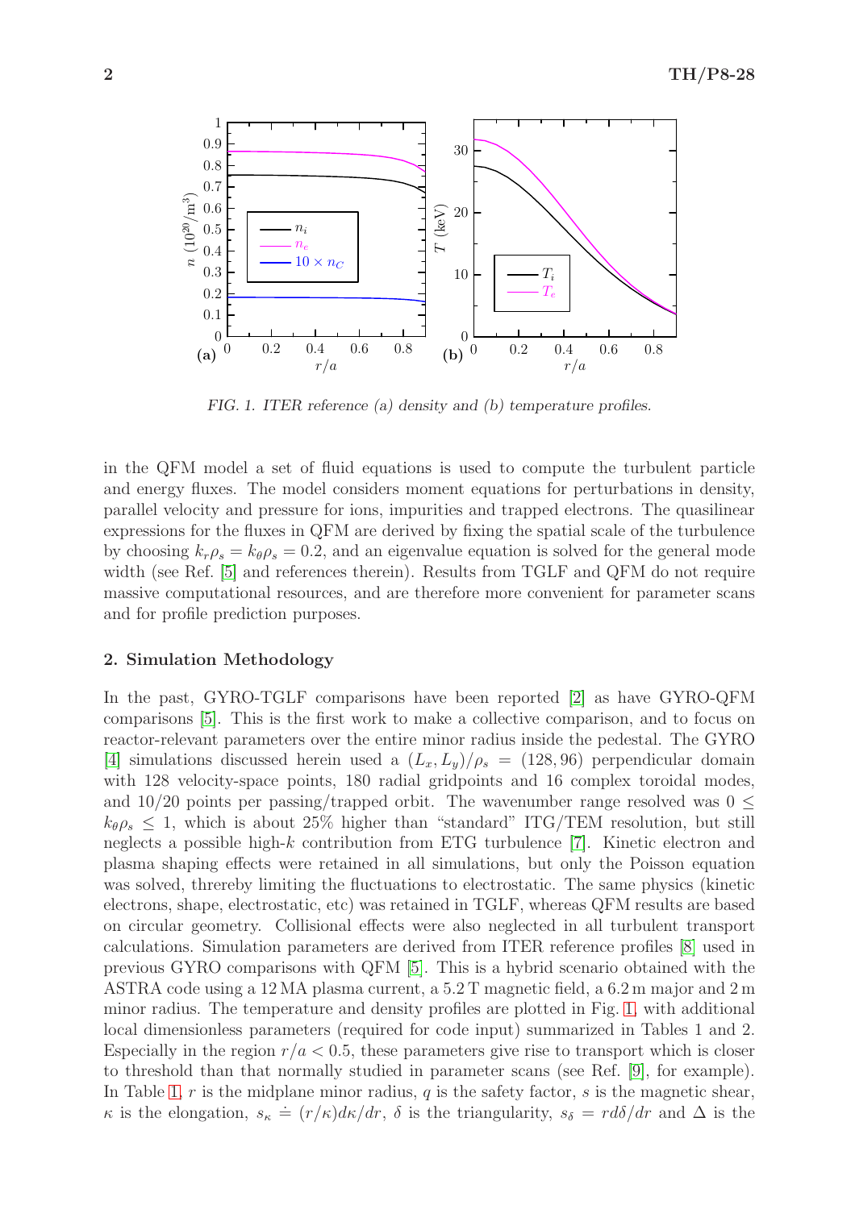FIG. 1. ITER reference (a) density and (b) temperature profiles.

in the QFM model a set of fluid equations is used to compute the turbulent particle and energy fluxes. The model considers moment equations for perturbations in density, parallel velocity and pressure for ions, impurities and trapped electrons. The quasilinear expressions for the fluxes in QFM are derived by fixing the spatial scale of the turbulence by choosing $k_r\rho_s = k_\theta\rho_s = 0.2$, and an eigenvalue equation is solved for the general mode width (see Ref. [5] and references therein). Results from TGLF and QFM do not require massive computational resources, and are therefore more convenient for parameter scans and for profile prediction purposes.

## 2. Simulation Methodology

In the past, GYRO-TGLF comparisons have been reported [2] as have GYRO-QFM comparisons [5]. This is the first work to make a collective comparison, and to focus on reactor-relevant parameters over the entire minor radius inside the pedestal. The GYRO [4] simulations discussed herein used a $(L_x, L_y)/\rho_s = (128, 96)$ perpendicular domain with 128 velocity-space points, 180 radial gridpoints and 16 complex toroidal modes, and 10/20 points per passing/trapped orbit. The wavenumber range resolved was $0 \leq k_\theta\rho_s \leq 1$, which is about 25% higher than "standard" ITG/TEM resolution, but still neglects a possible high-$k$ contribution from ETG turbulence [7]. Kinetic electron and plasma shaping effects were retained in all simulations, but only the Poisson equation was solved, threreby limiting the fluctuations to electrostatic. The same physics (kinetic electrons, shape, electrostatic, etc) was retained in TGLF, whereas QFM results are based on circular geometry. Collisional effects were also neglected in all turbulent transport calculations. Simulation parameters are derived from ITER reference profiles [8] used in previous GYRO comparisons with QFM [5]. This is a hybrid scenario obtained with the ASTRA code using a 12 MA plasma current, a 5.2 T magnetic field, a 6.2 m major and 2 m minor radius. The temperature and density profiles are plotted in Fig. 1, with additional local dimensionless parameters (required for code input) summarized in Tables 1 and 2. Especially in the region $r/a < 0.5$, these parameters give rise to transport which is closer to threshold than that normally studied in parameter scans (see Ref. [9], for example). In Table 1, $r$ is the midplane minor radius, $q$ is the safety factor, $s$ is the magnetic shear, $\kappa$ is the elongation, $s_\kappa \doteq (r/\kappa)d\kappa/dr$, $\delta$ is the triangularity, $s_\delta = r d\delta/dr$ and $\Delta$ is the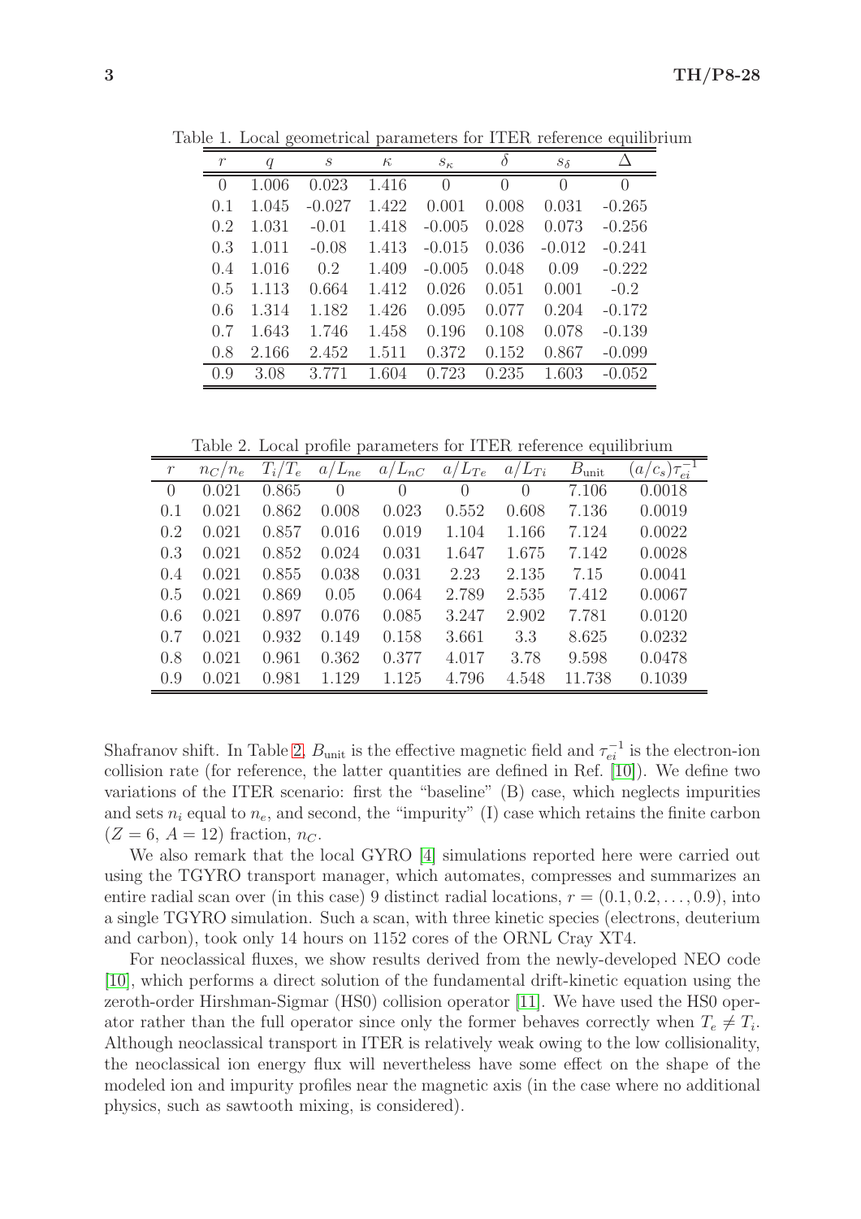Table 1. Local geometrical parameters for ITER reference equilibrium

| $r$ | $q$ | $s$ | $\kappa$ | $s_\kappa$ | $\delta$ | $s_\delta$ | $\Delta$ |
|---|---|---|---|---|---|---|---|
| 0 | 1.006 | 0.023 | 1.416 | 0 | 0 | 0 | 0 |
| 0.1 | 1.045 | -0.027 | 1.422 | 0.001 | 0.008 | 0.031 | -0.265 |
| 0.2 | 1.031 | -0.01 | 1.418 | -0.005 | 0.028 | 0.073 | -0.256 |
| 0.3 | 1.011 | -0.08 | 1.413 | -0.015 | 0.036 | -0.012 | -0.241 |
| 0.4 | 1.016 | 0.2 | 1.409 | -0.005 | 0.048 | 0.09 | -0.222 |
| 0.5 | 1.113 | 0.664 | 1.412 | 0.026 | 0.051 | 0.001 | -0.2 |
| 0.6 | 1.314 | 1.182 | 1.426 | 0.095 | 0.077 | 0.204 | -0.172 |
| 0.7 | 1.643 | 1.746 | 1.458 | 0.196 | 0.108 | 0.078 | -0.139 |
| 0.8 | 2.166 | 2.452 | 1.511 | 0.372 | 0.152 | 0.867 | -0.099 |
| 0.9 | 3.08 | 3.771 | 1.604 | 0.723 | 0.235 | 1.603 | -0.052 |

Table 2. Local profile parameters for ITER reference equilibrium

| $r$ | $n_C/n_e$ | $T_i/T_e$ | $a/L_{ne}$ | $a/L_{nC}$ | $a/L_{Te}$ | $a/L_{Ti}$ | $B_{\rm unit}$ | $(a/c_s)\tau_{ei}^{-1}$ |
|---|---|---|---|---|---|---|---|---|
| 0 | 0.021 | 0.865 | 0 | 0 | 0 | 0 | 7.106 | 0.0018 |
| 0.1 | 0.021 | 0.862 | 0.008 | 0.023 | 0.552 | 0.608 | 7.136 | 0.0019 |
| 0.2 | 0.021 | 0.857 | 0.016 | 0.019 | 1.104 | 1.166 | 7.124 | 0.0022 |
| 0.3 | 0.021 | 0.852 | 0.024 | 0.031 | 1.647 | 1.675 | 7.142 | 0.0028 |
| 0.4 | 0.021 | 0.855 | 0.038 | 0.031 | 2.23 | 2.135 | 7.15 | 0.0041 |
| 0.5 | 0.021 | 0.869 | 0.05 | 0.064 | 2.789 | 2.535 | 7.412 | 0.0067 |
| 0.6 | 0.021 | 0.897 | 0.076 | 0.085 | 3.247 | 2.902 | 7.781 | 0.0120 |
| 0.7 | 0.021 | 0.932 | 0.149 | 0.158 | 3.661 | 3.3 | 8.625 | 0.0232 |
| 0.8 | 0.021 | 0.961 | 0.362 | 0.377 | 4.017 | 3.78 | 9.598 | 0.0478 |
| 0.9 | 0.021 | 0.981 | 1.129 | 1.125 | 4.796 | 4.548 | 11.738 | 0.1039 |

Shafranov shift. In Table 2, $B_{\rm unit}$ is the effective magnetic field and $\tau_{ei}^{-1}$ is the electron-ion collision rate (for reference, the latter quantities are defined in Ref. [10]). We define two variations of the ITER scenario: first the "baseline" (B) case, which neglects impurities and sets $n_i$ equal to $n_e$, and second, the "impurity" (I) case which retains the finite carbon ($Z = 6$, $A = 12$) fraction, $n_C$.

We also remark that the local GYRO [4] simulations reported here were carried out using the TGYRO transport manager, which automates, compresses and summarizes an entire radial scan over (in this case) 9 distinct radial locations, $r = (0.1, 0.2, \ldots, 0.9)$, into a single TGYRO simulation. Such a scan, with three kinetic species (electrons, deuterium and carbon), took only 14 hours on 1152 cores of the ORNL Cray XT4.

For neoclassical fluxes, we show results derived from the newly-developed NEO code [10], which performs a direct solution of the fundamental drift-kinetic equation using the zeroth-order Hirshman-Sigmar (HS0) collision operator [11]. We have used the HS0 operator rather than the full operator since only the former behaves correctly when $T_e \neq T_i$. Although neoclassical transport in ITER is relatively weak owing to the low collisionality, the neoclassical ion energy flux will nevertheless have some effect on the shape of the modeled ion and impurity profiles near the magnetic axis (in the case where no additional physics, such as sawtooth mixing, is considered).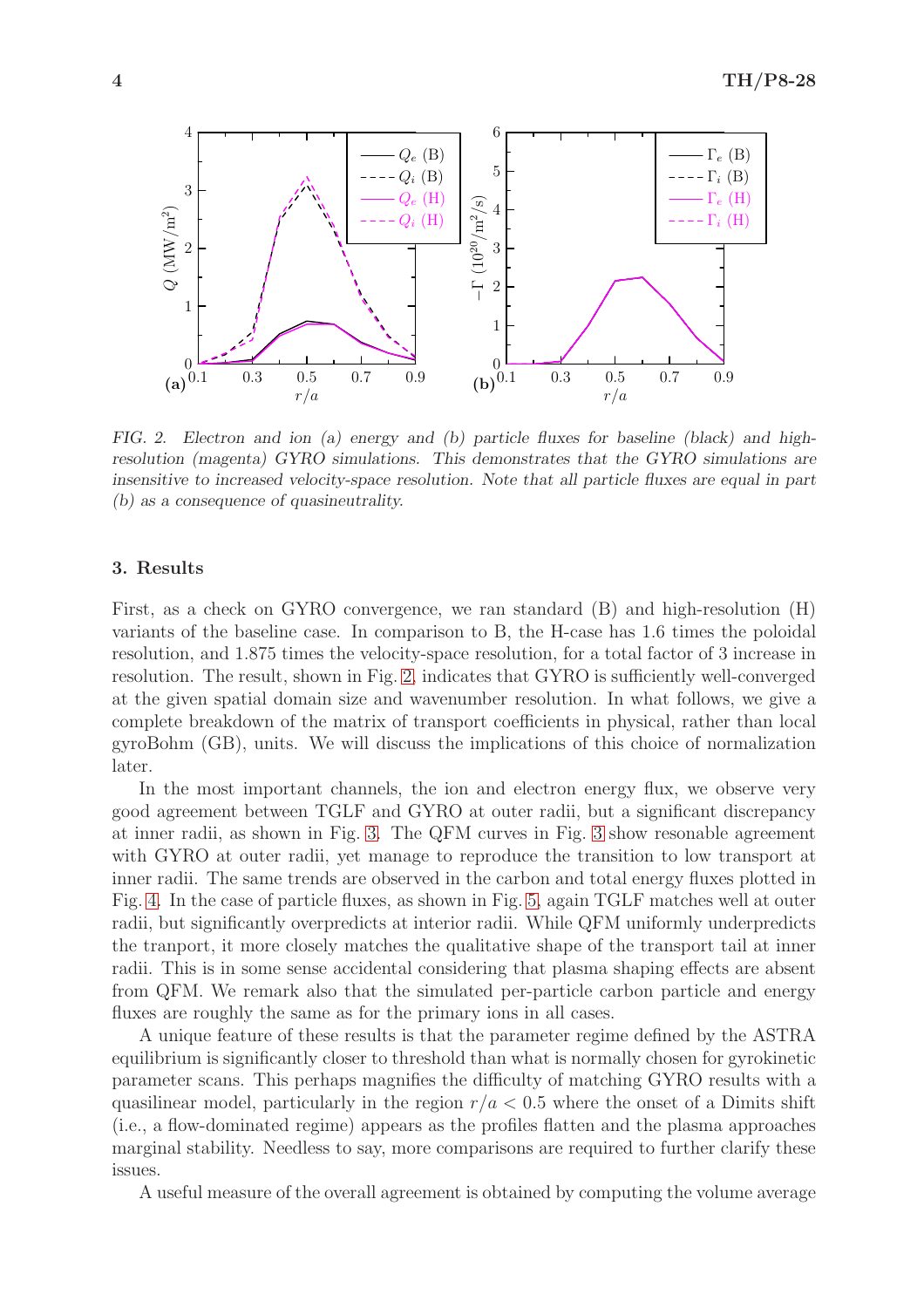FIG. 2. *Electron and ion (a) energy and (b) particle fluxes for baseline (black) and high-resolution (magenta) GYRO simulations. This demonstrates that the GYRO simulations are insensitive to increased velocity-space resolution. Note that all particle fluxes are equal in part (b) as a consequence of quasineutrality.*

### 3. Results

First, as a check on GYRO convergence, we ran standard (B) and high-resolution (H) variants of the baseline case. In comparison to B, the H-case has 1.6 times the poloidal resolution, and 1.875 times the velocity-space resolution, for a total factor of 3 increase in resolution. The result, shown in Fig. 2, indicates that GYRO is sufficiently well-converged at the given spatial domain size and wavenumber resolution. In what follows, we give a complete breakdown of the matrix of transport coefficients in physical, rather than local gyroBohm (GB), units. We will discuss the implications of this choice of normalization later.

In the most important channels, the ion and electron energy flux, we observe very good agreement between TGLF and GYRO at outer radii, but a significant discrepancy at inner radii, as shown in Fig. 3. The QFM curves in Fig. 3 show resonable agreement with GYRO at outer radii, yet manage to reproduce the transition to low transport at inner radii. The same trends are observed in the carbon and total energy fluxes plotted in Fig. 4. In the case of particle fluxes, as shown in Fig. 5, again TGLF matches well at outer radii, but significantly overpredicts at interior radii. While QFM uniformly underpredicts the tranport, it more closely matches the qualitative shape of the transport tail at inner radii. This is in some sense accidental considering that plasma shaping effects are absent from QFM. We remark also that the simulated per-particle carbon particle and energy fluxes are roughly the same as for the primary ions in all cases.

A unique feature of these results is that the parameter regime defined by the ASTRA equilibrium is significantly closer to threshold than what is normally chosen for gyrokinetic parameter scans. This perhaps magnifies the difficulty of matching GYRO results with a quasilinear model, particularly in the region $r/a < 0.5$ where the onset of a Dimits shift (i.e., a flow-dominated regime) appears as the profiles flatten and the plasma approaches marginal stability. Needless to say, more comparisons are required to further clarify these issues.

A useful measure of the overall agreement is obtained by computing the volume average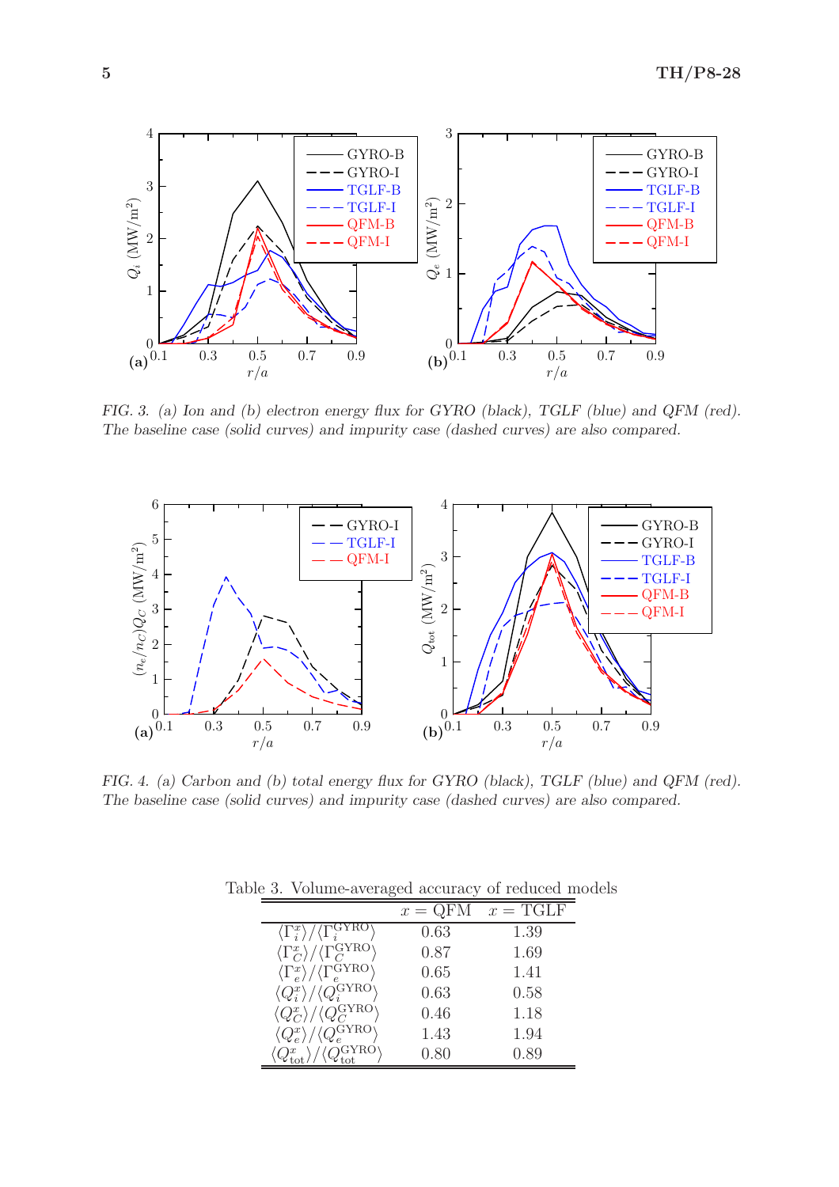*FIG. 3. (a) Ion and (b) electron energy flux for GYRO (black), TGLF (blue) and QFM (red). The baseline case (solid curves) and impurity case (dashed curves) are also compared.*

*FIG. 4. (a) Carbon and (b) total energy flux for GYRO (black), TGLF (blue) and QFM (red). The baseline case (solid curves) and impurity case (dashed curves) are also compared.*

Table 3. Volume-averaged accuracy of reduced models

| | $x$ = QFM | $x$ = TGLF |
|---|---|---|
| $\langle \Gamma_i^x \rangle / \langle \Gamma_i^{\rm GYRO} \rangle$ | 0.63 | 1.39 |
| $\langle \Gamma_C^x \rangle / \langle \Gamma_C^{\rm GYRO} \rangle$ | 0.87 | 1.69 |
| $\langle \Gamma_e^x \rangle / \langle \Gamma_e^{\rm GYRO} \rangle$ | 0.65 | 1.41 |
| $\langle Q_i^x \rangle / \langle Q_i^{\rm GYRO} \rangle$ | 0.63 | 0.58 |
| $\langle Q_C^x \rangle / \langle Q_C^{\rm GYRO} \rangle$ | 0.46 | 1.18 |
| $\langle Q_e^x \rangle / \langle Q_e^{\rm GYRO} \rangle$ | 1.43 | 1.94 |
| $\langle Q_{\rm tot}^x \rangle / \langle Q_{\rm tot}^{\rm GYRO} \rangle$ | 0.80 | 0.89 |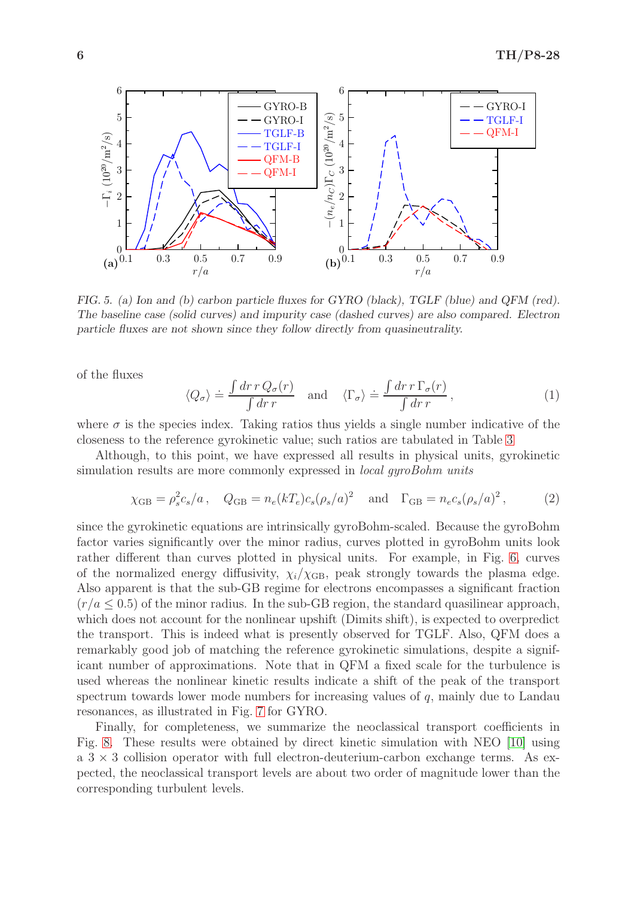FIG. 5. *(a) Ion and (b) carbon particle fluxes for GYRO (black), TGLF (blue) and QFM (red). The baseline case (solid curves) and impurity case (dashed curves) are also compared. Electron particle fluxes are not shown since they follow directly from quasineutrality.*

of the fluxes

$$\langle Q_\sigma \rangle \doteq \frac{\int dr\, r\, Q_\sigma(r)}{\int dr\, r} \quad \text{and} \quad \langle \Gamma_\sigma \rangle \doteq \frac{\int dr\, r\, \Gamma_\sigma(r)}{\int dr\, r}\,, \tag{1}$$

where $\sigma$ is the species index. Taking ratios thus yields a single number indicative of the closeness to the reference gyrokinetic value; such ratios are tabulated in Table 3.

Although, to this point, we have expressed all results in physical units, gyrokinetic simulation results are more commonly expressed in *local gyroBohm units*

$$\chi_{\rm GB} = \rho_s^2 c_s / a\,, \quad Q_{\rm GB} = n_e (kT_e) c_s (\rho_s/a)^2 \quad \text{and} \quad \Gamma_{\rm GB} = n_e c_s (\rho_s/a)^2\,, \tag{2}$$

since the gyrokinetic equations are intrinsically gyroBohm-scaled. Because the gyroBohm factor varies significantly over the minor radius, curves plotted in gyroBohm units look rather different than curves plotted in physical units. For example, in Fig. 6, curves of the normalized energy diffusivity, $\chi_i/\chi_{\rm GB}$, peak strongly towards the plasma edge. Also apparent is that the sub-GB regime for electrons encompasses a significant fraction ($r/a \leq 0.5$) of the minor radius. In the sub-GB region, the standard quasilinear approach, which does not account for the nonlinear upshift (Dimits shift), is expected to overpredict the transport. This is indeed what is presently observed for TGLF. Also, QFM does a remarkably good job of matching the reference gyrokinetic simulations, despite a significant number of approximations. Note that in QFM a fixed scale for the turbulence is used whereas the nonlinear kinetic results indicate a shift of the peak of the transport spectrum towards lower mode numbers for increasing values of $q$, mainly due to Landau resonances, as illustrated in Fig. 7 for GYRO.

Finally, for completeness, we summarize the neoclassical transport coefficients in Fig. 8. These results were obtained by direct kinetic simulation with NEO [10] using a $3 \times 3$ collision operator with full electron-deuterium-carbon exchange terms. As expected, the neoclassical transport levels are about two order of magnitude lower than the corresponding turbulent levels.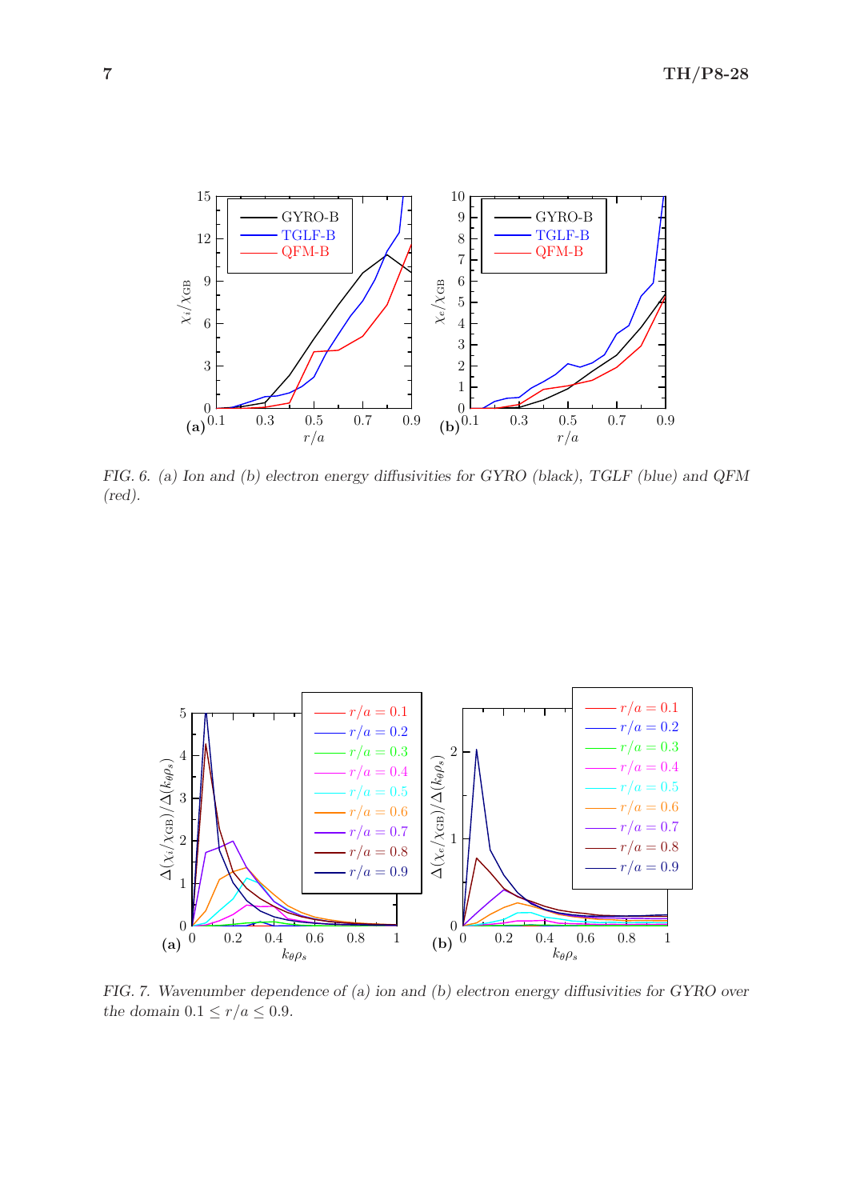FIG. 6. *(a) Ion and (b) electron energy diffusivities for GYRO (black), TGLF (blue) and QFM (red).*

FIG. 7. *Wavenumber dependence of (a) ion and (b) electron energy diffusivities for GYRO over the domain* $0.1 \leq r/a \leq 0.9$.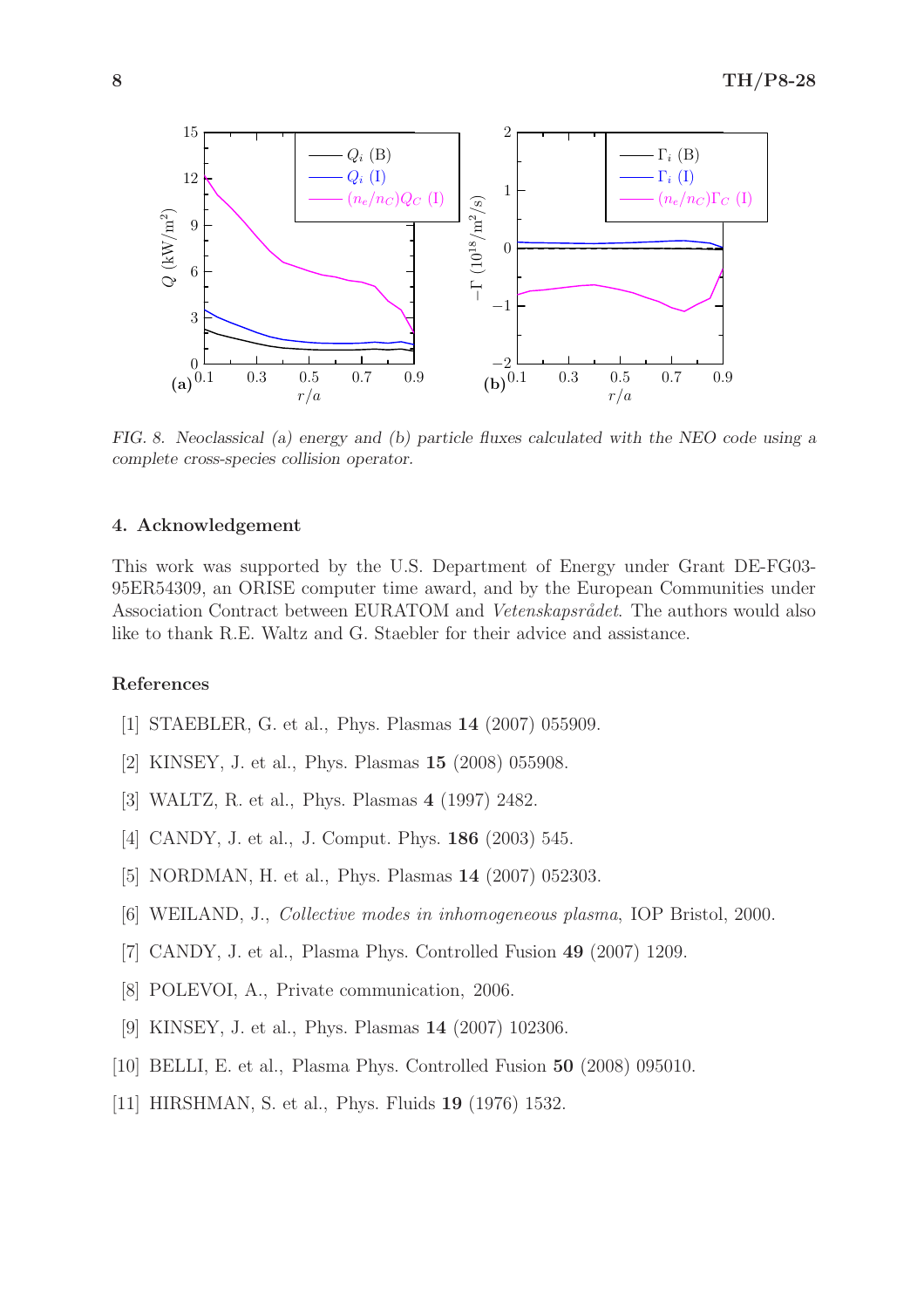(a)

15

12

9

6

3

0

$Q$ (kW/m$^2$)

0.1 0.3 0.5 0.7 0.9

$r/a$

$Q_i$ (B)

$Q_i$ (I)

$(n_e/n_C)Q_C$ (I)

(b)

2

1

0

−1

−2

$-\Gamma$ ($10^{18}$/m$^2$/s)

0.1 0.3 0.5 0.7 0.9

$r/a$

$\Gamma_i$ (B)

$\Gamma_i$ (I)

$(n_e/n_C)\Gamma_C$ (I)

*FIG. 8. Neoclassical (a) energy and (b) particle fluxes calculated with the NEO code using a complete cross-species collision operator.*

## 4. Acknowledgement

This work was supported by the U.S. Department of Energy under Grant DE-FG03-95ER54309, an ORISE computer time award, and by the European Communities under Association Contract between EURATOM and *Vetenskapsrådet*. The authors would also like to thank R.E. Waltz and G. Staebler for their advice and assistance.

## References

[1] STAEBLER, G. et al., Phys. Plasmas **14** (2007) 055909.

[2] KINSEY, J. et al., Phys. Plasmas **15** (2008) 055908.

[3] WALTZ, R. et al., Phys. Plasmas **4** (1997) 2482.

[4] CANDY, J. et al., J. Comput. Phys. **186** (2003) 545.

[5] NORDMAN, H. et al., Phys. Plasmas **14** (2007) 052303.

[6] WEILAND, J., *Collective modes in inhomogeneous plasma*, IOP Bristol, 2000.

[7] CANDY, J. et al., Plasma Phys. Controlled Fusion **49** (2007) 1209.

[8] POLEVOI, A., Private communication, 2006.

[9] KINSEY, J. et al., Phys. Plasmas **14** (2007) 102306.

[10] BELLI, E. et al., Plasma Phys. Controlled Fusion **50** (2008) 095010.

[11] HIRSHMAN, S. et al., Phys. Fluids **19** (1976) 1532.